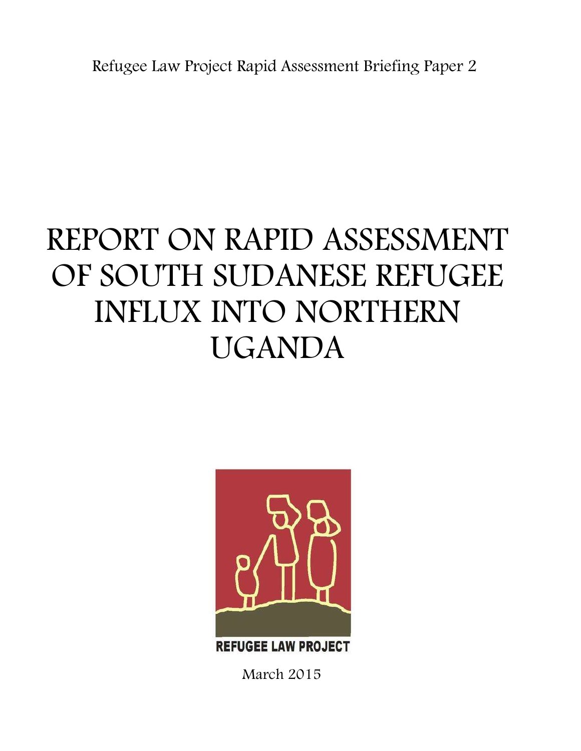Refugee Law Project Rapid Assessment Briefing Paper 2

# REPORT ON RAPID ASSESSMENT OF SOUTH SUDANESE REFUGEE INFLUX INTO NORTHERN UGANDA

REFUGEE LAW PROJECT

March 2015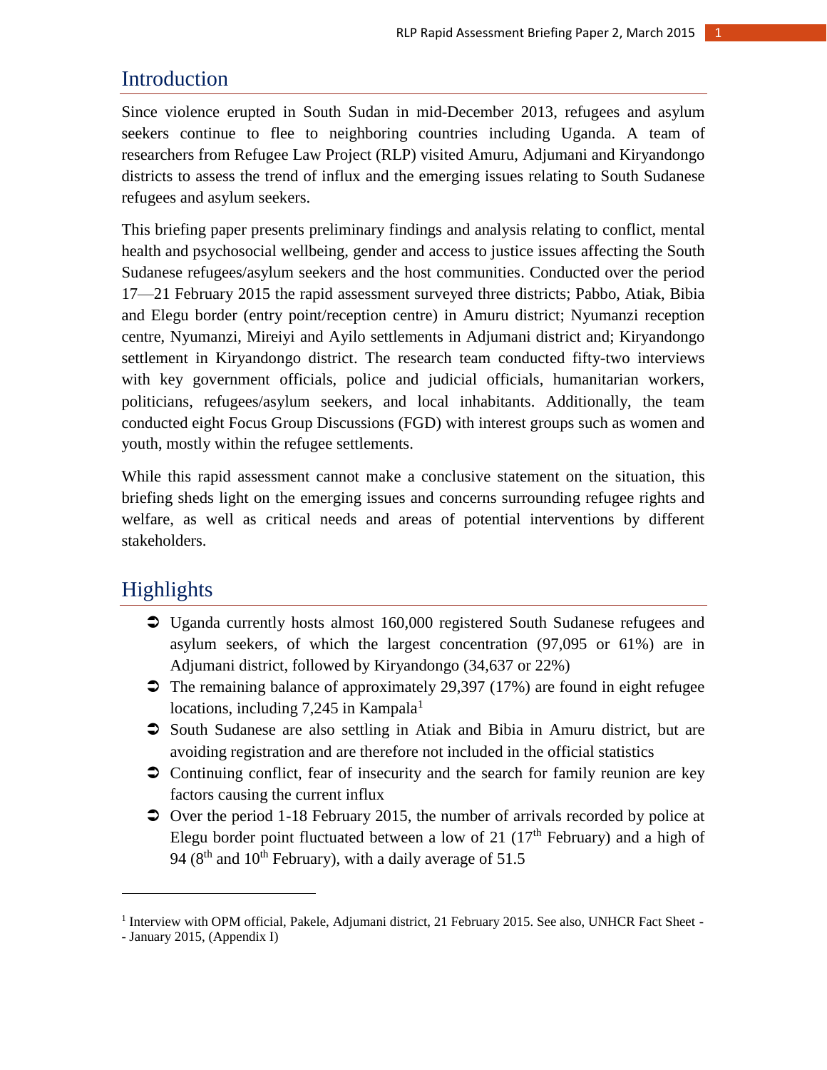## Introduction

Since violence erupted in South Sudan in mid-December 2013, refugees and asylum seekers continue to flee to neighboring countries including Uganda. A team of researchers from Refugee Law Project (RLP) visited Amuru, Adjumani and Kiryandongo districts to assess the trend of influx and the emerging issues relating to South Sudanese refugees and asylum seekers.

This briefing paper presents preliminary findings and analysis relating to conflict, mental health and psychosocial wellbeing, gender and access to justice issues affecting the South Sudanese refugees/asylum seekers and the host communities. Conducted over the period 17—21 February 2015 the rapid assessment surveyed three districts; Pabbo, Atiak, Bibia and Elegu border (entry point/reception centre) in Amuru district; Nyumanzi reception centre, Nyumanzi, Mireiyi and Ayilo settlements in Adjumani district and; Kiryandongo settlement in Kiryandongo district. The research team conducted fifty-two interviews with key government officials, police and judicial officials, humanitarian workers, politicians, refugees/asylum seekers, and local inhabitants. Additionally, the team conducted eight Focus Group Discussions (FGD) with interest groups such as women and youth, mostly within the refugee settlements.

While this rapid assessment cannot make a conclusive statement on the situation, this briefing sheds light on the emerging issues and concerns surrounding refugee rights and welfare, as well as critical needs and areas of potential interventions by different stakeholders.

## Highlights

- Uganda currently hosts almost 160,000 registered South Sudanese refugees and asylum seekers, of which the largest concentration (97,095 or 61%) are in Adjumani district, followed by Kiryandongo (34,637 or 22%)
- The remaining balance of approximately 29,397 (17%) are found in eight refugee locations, including 7,245 in Kampala[1]
- South Sudanese are also settling in Atiak and Bibia in Amuru district, but are avoiding registration and are therefore not included in the official statistics
- Continuing conflict, fear of insecurity and the search for family reunion are key factors causing the current influx
- Over the period 1-18 February 2015, the number of arrivals recorded by police at Elegu border point fluctuated between a low of 21 (17th February) and a high of 94 (8th and 10th February), with a daily average of 51.5

---

[1] Interview with OPM official, Pakele, Adjumani district, 21 February 2015. See also, UNHCR Fact Sheet -- January 2015, (Appendix I)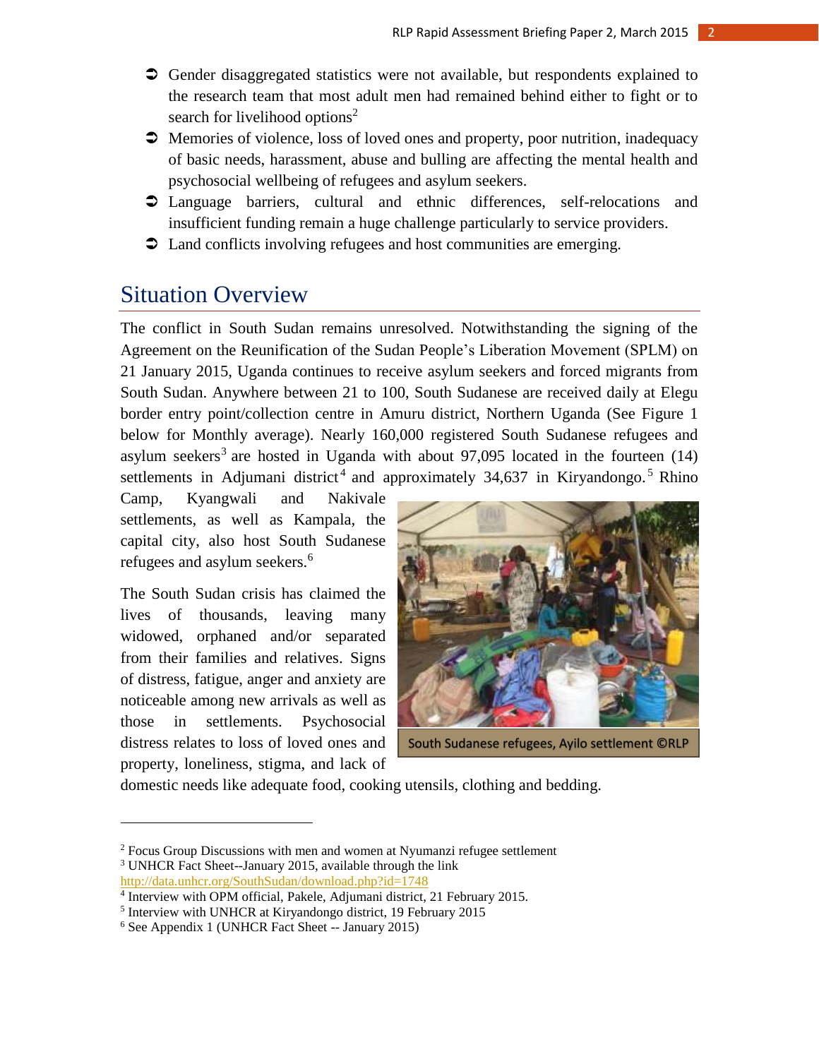- Gender disaggregated statistics were not available, but respondents explained to the research team that most adult men had remained behind either to fight or to search for livelihood options[2]
- Memories of violence, loss of loved ones and property, poor nutrition, inadequacy of basic needs, harassment, abuse and bulling are affecting the mental health and psychosocial wellbeing of refugees and asylum seekers.
- Language barriers, cultural and ethnic differences, self-relocations and insufficient funding remain a huge challenge particularly to service providers.
- Land conflicts involving refugees and host communities are emerging.

## Situation Overview

The conflict in South Sudan remains unresolved. Notwithstanding the signing of the Agreement on the Reunification of the Sudan People's Liberation Movement (SPLM) on 21 January 2015, Uganda continues to receive asylum seekers and forced migrants from South Sudan. Anywhere between 21 to 100, South Sudanese are received daily at Elegu border entry point/collection centre in Amuru district, Northern Uganda (See Figure 1 below for Monthly average). Nearly 160,000 registered South Sudanese refugees and asylum seekers[3] are hosted in Uganda with about 97,095 located in the fourteen (14) settlements in Adjumani district[4] and approximately 34,637 in Kiryandongo.[5] Rhino Camp, Kyangwali and Nakivale settlements, as well as Kampala, the capital city, also host South Sudanese refugees and asylum seekers.[6]

South Sudanese refugees, Ayilo settlement ©RLP

The South Sudan crisis has claimed the lives of thousands, leaving many widowed, orphaned and/or separated from their families and relatives. Signs of distress, fatigue, anger and anxiety are noticeable among new arrivals as well as those in settlements. Psychosocial distress relates to loss of loved ones and property, loneliness, stigma, and lack of domestic needs like adequate food, cooking utensils, clothing and bedding.

---

[2] Focus Group Discussions with men and women at Nyumanzi refugee settlement

[3] UNHCR Fact Sheet--January 2015, available through the link http://data.unhcr.org/SouthSudan/download.php?id=1748

[4] Interview with OPM official, Pakele, Adjumani district, 21 February 2015.

[5] Interview with UNHCR at Kiryandongo district, 19 February 2015

[6] See Appendix 1 (UNHCR Fact Sheet -- January 2015)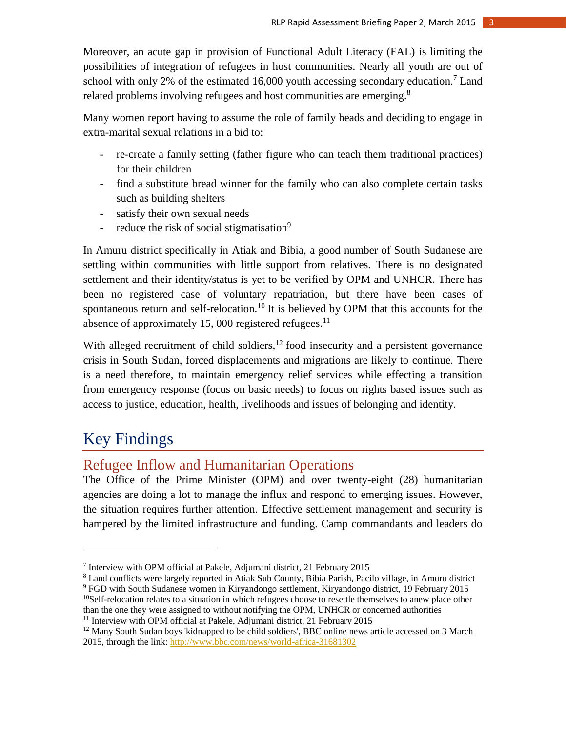Moreover, an acute gap in provision of Functional Adult Literacy (FAL) is limiting the possibilities of integration of refugees in host communities. Nearly all youth are out of school with only 2% of the estimated 16,000 youth accessing secondary education.[7] Land related problems involving refugees and host communities are emerging.[8]

Many women report having to assume the role of family heads and deciding to engage in extra-marital sexual relations in a bid to:

- re-create a family setting (father figure who can teach them traditional practices) for their children
- find a substitute bread winner for the family who can also complete certain tasks such as building shelters
- satisfy their own sexual needs
- reduce the risk of social stigmatisation[9]

In Amuru district specifically in Atiak and Bibia, a good number of South Sudanese are settling within communities with little support from relatives. There is no designated settlement and their identity/status is yet to be verified by OPM and UNHCR. There has been no registered case of voluntary repatriation, but there have been cases of spontaneous return and self-relocation.[10] It is believed by OPM that this accounts for the absence of approximately 15, 000 registered refugees.[11]

With alleged recruitment of child soldiers,[12] food insecurity and a persistent governance crisis in South Sudan, forced displacements and migrations are likely to continue. There is a need therefore, to maintain emergency relief services while effecting a transition from emergency response (focus on basic needs) to focus on rights based issues such as access to justice, education, health, livelihoods and issues of belonging and identity.

# Key Findings

## Refugee Inflow and Humanitarian Operations

The Office of the Prime Minister (OPM) and over twenty-eight (28) humanitarian agencies are doing a lot to manage the influx and respond to emerging issues. However, the situation requires further attention. Effective settlement management and security is hampered by the limited infrastructure and funding. Camp commandants and leaders do

---

[7] Interview with OPM official at Pakele, Adjumani district, 21 February 2015

[8] Land conflicts were largely reported in Atiak Sub County, Bibia Parish, Pacilo village, in Amuru district

[9] FGD with South Sudanese women in Kiryandongo settlement, Kiryandongo district, 19 February 2015

[10] Self-relocation relates to a situation in which refugees choose to resettle themselves to anew place other than the one they were assigned to without notifying the OPM, UNHCR or concerned authorities

[11] Interview with OPM official at Pakele, Adjumani district, 21 February 2015

[12] Many South Sudan boys 'kidnapped to be child soldiers', BBC online news article accessed on 3 March 2015, through the link: http://www.bbc.com/news/world-africa-31681302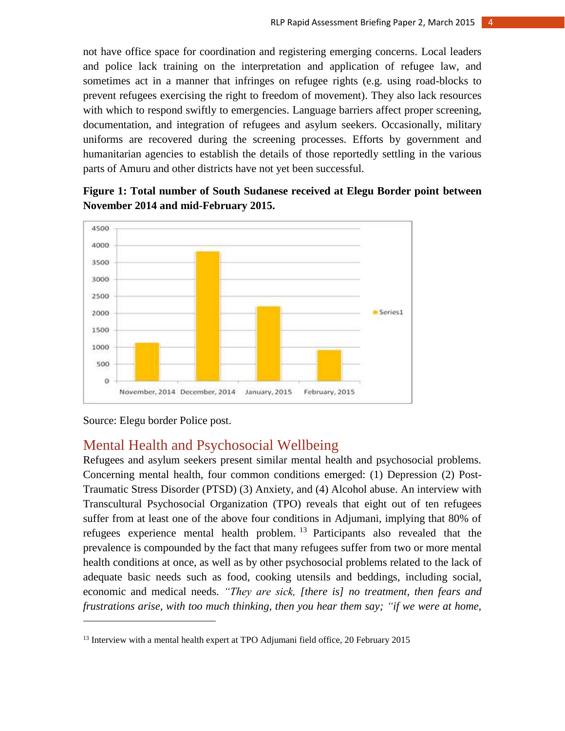not have office space for coordination and registering emerging concerns. Local leaders and police lack training on the interpretation and application of refugee law, and sometimes act in a manner that infringes on refugee rights (e.g. using road-blocks to prevent refugees exercising the right to freedom of movement). They also lack resources with which to respond swiftly to emergencies. Language barriers affect proper screening, documentation, and integration of refugees and asylum seekers. Occasionally, military uniforms are recovered during the screening processes. Efforts by government and humanitarian agencies to establish the details of those reportedly settling in the various parts of Amuru and other districts have not yet been successful.

**Figure 1: Total number of South Sudanese received at Elegu Border point between November 2014 and mid-February 2015.**

Source: Elegu border Police post.

## Mental Health and Psychosocial Wellbeing

Refugees and asylum seekers present similar mental health and psychosocial problems. Concerning mental health, four common conditions emerged: (1) Depression (2) Post-Traumatic Stress Disorder (PTSD) (3) Anxiety, and (4) Alcohol abuse. An interview with Transcultural Psychosocial Organization (TPO) reveals that eight out of ten refugees suffer from at least one of the above four conditions in Adjumani, implying that 80% of refugees experience mental health problem.[13] Participants also revealed that the prevalence is compounded by the fact that many refugees suffer from two or more mental health conditions at once, as well as by other psychosocial problems related to the lack of adequate basic needs such as food, cooking utensils and beddings, including social, economic and medical needs. *"They are sick, [there is] no treatment, then fears and frustrations arise, with too much thinking, then you hear them say; "if we were at home,*

[13] Interview with a mental health expert at TPO Adjumani field office, 20 February 2015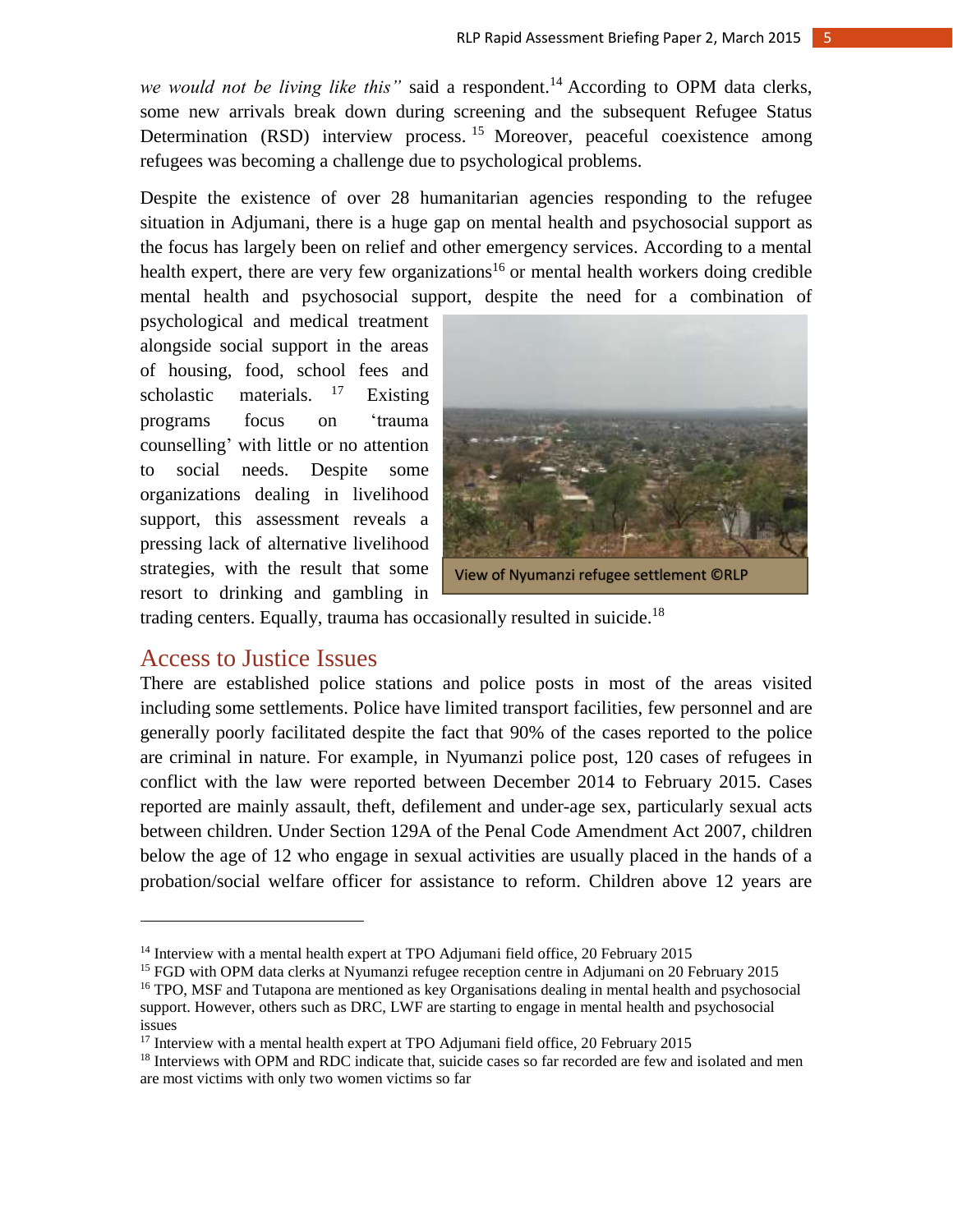*we would not be living like this"* said a respondent.[14] According to OPM data clerks, some new arrivals break down during screening and the subsequent Refugee Status Determination (RSD) interview process.[15] Moreover, peaceful coexistence among refugees was becoming a challenge due to psychological problems.

Despite the existence of over 28 humanitarian agencies responding to the refugee situation in Adjumani, there is a huge gap on mental health and psychosocial support as the focus has largely been on relief and other emergency services. According to a mental health expert, there are very few organizations[16] or mental health workers doing credible mental health and psychosocial support, despite the need for a combination of psychological and medical treatment alongside social support in the areas of housing, food, school fees and scholastic materials.[17] Existing programs focus on 'trauma counselling' with little or no attention to social needs. Despite some organizations dealing in livelihood support, this assessment reveals a pressing lack of alternative livelihood strategies, with the result that some resort to drinking and gambling in trading centers. Equally, trauma has occasionally resulted in suicide.[18]

View of Nyumanzi refugee settlement ©RLP

## Access to Justice Issues

There are established police stations and police posts in most of the areas visited including some settlements. Police have limited transport facilities, few personnel and are generally poorly facilitated despite the fact that 90% of the cases reported to the police are criminal in nature. For example, in Nyumanzi police post, 120 cases of refugees in conflict with the law were reported between December 2014 to February 2015. Cases reported are mainly assault, theft, defilement and under-age sex, particularly sexual acts between children. Under Section 129A of the Penal Code Amendment Act 2007, children below the age of 12 who engage in sexual activities are usually placed in the hands of a probation/social welfare officer for assistance to reform. Children above 12 years are

---

[14] Interview with a mental health expert at TPO Adjumani field office, 20 February 2015

[15] FGD with OPM data clerks at Nyumanzi refugee reception centre in Adjumani on 20 February 2015

[16] TPO, MSF and Tutapona are mentioned as key Organisations dealing in mental health and psychosocial support. However, others such as DRC, LWF are starting to engage in mental health and psychosocial issues

[17] Interview with a mental health expert at TPO Adjumani field office, 20 February 2015

[18] Interviews with OPM and RDC indicate that, suicide cases so far recorded are few and isolated and men are most victims with only two women victims so far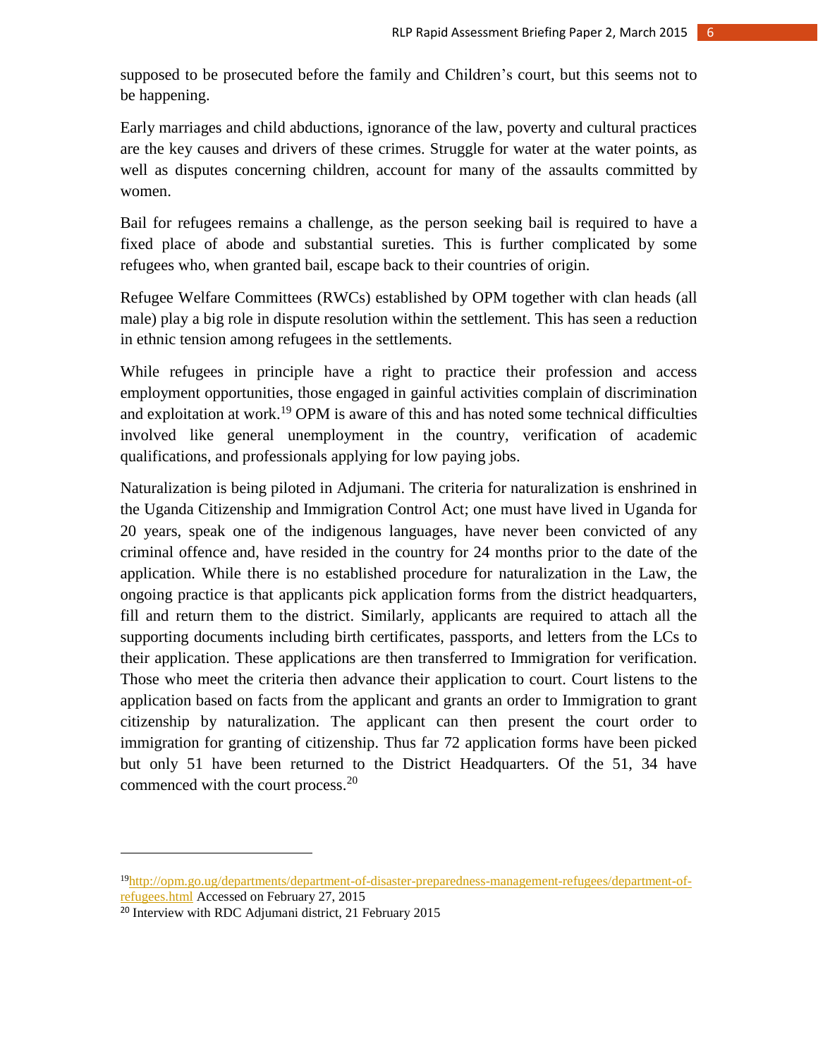supposed to be prosecuted before the family and Children's court, but this seems not to be happening.

Early marriages and child abductions, ignorance of the law, poverty and cultural practices are the key causes and drivers of these crimes. Struggle for water at the water points, as well as disputes concerning children, account for many of the assaults committed by women.

Bail for refugees remains a challenge, as the person seeking bail is required to have a fixed place of abode and substantial sureties. This is further complicated by some refugees who, when granted bail, escape back to their countries of origin.

Refugee Welfare Committees (RWCs) established by OPM together with clan heads (all male) play a big role in dispute resolution within the settlement. This has seen a reduction in ethnic tension among refugees in the settlements.

While refugees in principle have a right to practice their profession and access employment opportunities, those engaged in gainful activities complain of discrimination and exploitation at work.[19] OPM is aware of this and has noted some technical difficulties involved like general unemployment in the country, verification of academic qualifications, and professionals applying for low paying jobs.

Naturalization is being piloted in Adjumani. The criteria for naturalization is enshrined in the Uganda Citizenship and Immigration Control Act; one must have lived in Uganda for 20 years, speak one of the indigenous languages, have never been convicted of any criminal offence and, have resided in the country for 24 months prior to the date of the application. While there is no established procedure for naturalization in the Law, the ongoing practice is that applicants pick application forms from the district headquarters, fill and return them to the district. Similarly, applicants are required to attach all the supporting documents including birth certificates, passports, and letters from the LCs to their application. These applications are then transferred to Immigration for verification. Those who meet the criteria then advance their application to court. Court listens to the application based on facts from the applicant and grants an order to Immigration to grant citizenship by naturalization. The applicant can then present the court order to immigration for granting of citizenship. Thus far 72 application forms have been picked but only 51 have been returned to the District Headquarters. Of the 51, 34 have commenced with the court process.[20]

---

[19] http://opm.go.ug/departments/department-of-disaster-preparedness-management-refugees/department-of-refugees.html Accessed on February 27, 2015

[20] Interview with RDC Adjumani district, 21 February 2015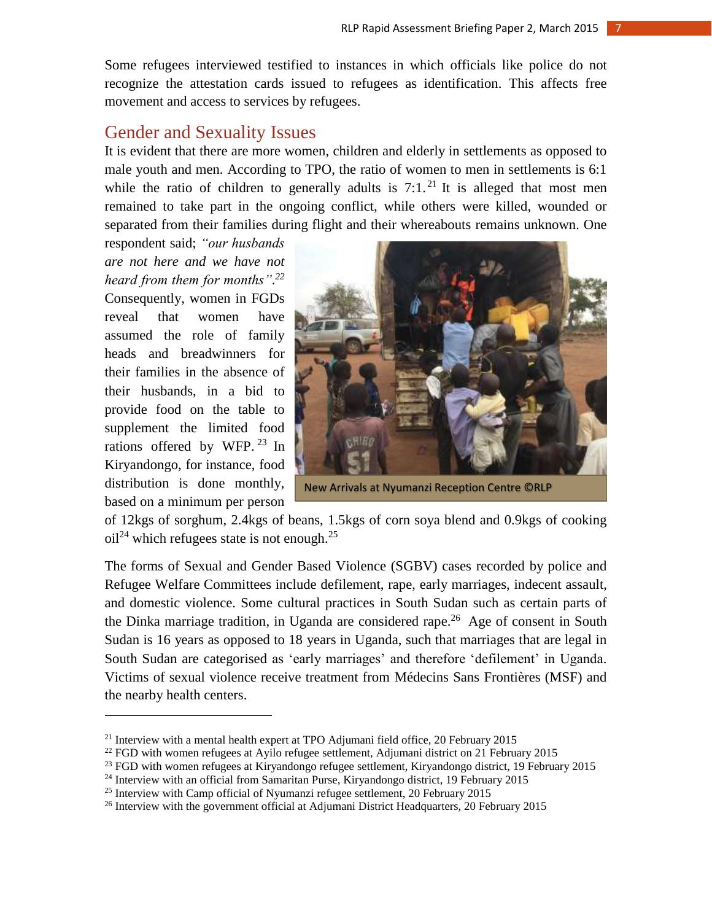Some refugees interviewed testified to instances in which officials like police do not recognize the attestation cards issued to refugees as identification. This affects free movement and access to services by refugees.

## Gender and Sexuality Issues

It is evident that there are more women, children and elderly in settlements as opposed to male youth and men. According to TPO, the ratio of women to men in settlements is 6:1 while the ratio of children to generally adults is 7:1.[21] It is alleged that most men remained to take part in the ongoing conflict, while others were killed, wounded or separated from their families during flight and their whereabouts remains unknown. One respondent said; *"our husbands are not here and we have not heard from them for months"*.[22] Consequently, women in FGDs reveal that women have assumed the role of family heads and breadwinners for their families in the absence of their husbands, in a bid to provide food on the table to supplement the limited food rations offered by WFP.[23] In Kiryandongo, for instance, food distribution is done monthly, based on a minimum per person of 12kgs of sorghum, 2.4kgs of beans, 1.5kgs of corn soya blend and 0.9kgs of cooking oil[24] which refugees state is not enough.[25]

New Arrivals at Nyumanzi Reception Centre ©RLP

The forms of Sexual and Gender Based Violence (SGBV) cases recorded by police and Refugee Welfare Committees include defilement, rape, early marriages, indecent assault, and domestic violence. Some cultural practices in South Sudan such as certain parts of the Dinka marriage tradition, in Uganda are considered rape.[26] Age of consent in South Sudan is 16 years as opposed to 18 years in Uganda, such that marriages that are legal in South Sudan are categorised as 'early marriages' and therefore 'defilement' in Uganda. Victims of sexual violence receive treatment from Médecins Sans Frontières (MSF) and the nearby health centers.

---

[21] Interview with a mental health expert at TPO Adjumani field office, 20 February 2015

[22] FGD with women refugees at Ayilo refugee settlement, Adjumani district on 21 February 2015

[23] FGD with women refugees at Kiryandongo refugee settlement, Kiryandongo district, 19 February 2015

[24] Interview with an official from Samaritan Purse, Kiryandongo district, 19 February 2015

[25] Interview with Camp official of Nyumanzi refugee settlement, 20 February 2015

[26] Interview with the government official at Adjumani District Headquarters, 20 February 2015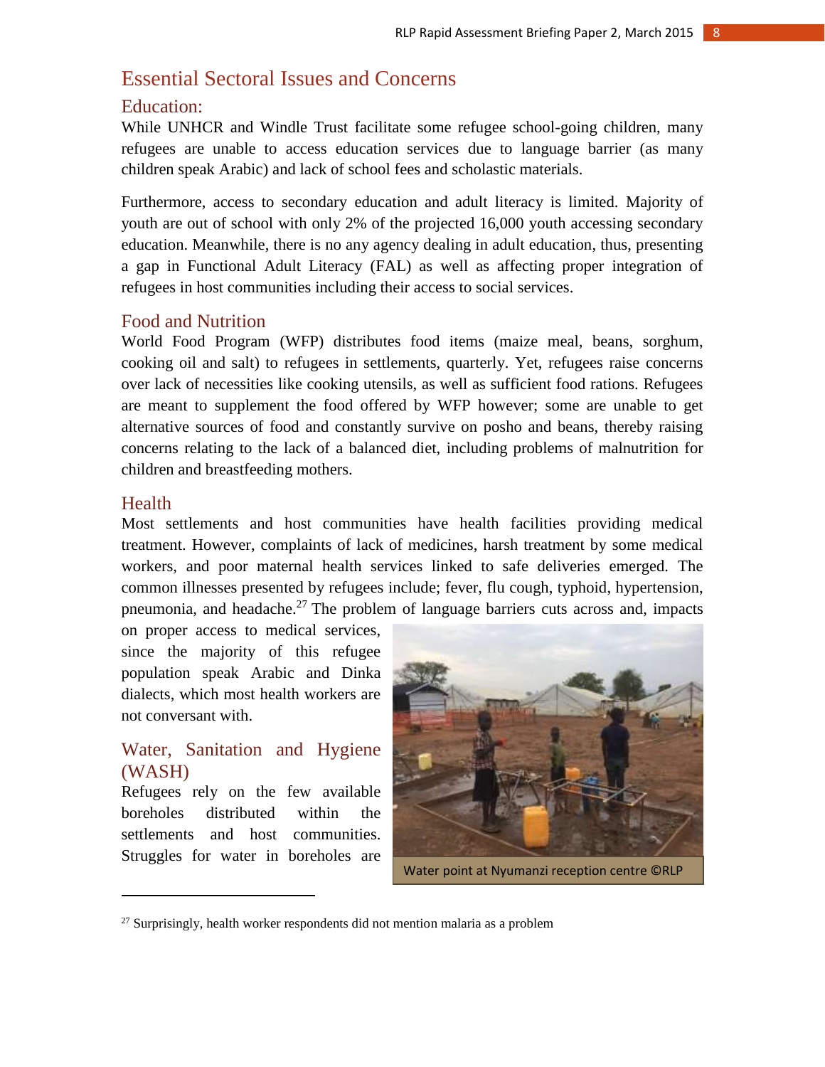# Essential Sectoral Issues and Concerns

## Education:

While UNHCR and Windle Trust facilitate some refugee school-going children, many refugees are unable to access education services due to language barrier (as many children speak Arabic) and lack of school fees and scholastic materials.

Furthermore, access to secondary education and adult literacy is limited. Majority of youth are out of school with only 2% of the projected 16,000 youth accessing secondary education. Meanwhile, there is no any agency dealing in adult education, thus, presenting a gap in Functional Adult Literacy (FAL) as well as affecting proper integration of refugees in host communities including their access to social services.

## Food and Nutrition

World Food Program (WFP) distributes food items (maize meal, beans, sorghum, cooking oil and salt) to refugees in settlements, quarterly. Yet, refugees raise concerns over lack of necessities like cooking utensils, as well as sufficient food rations. Refugees are meant to supplement the food offered by WFP however; some are unable to get alternative sources of food and constantly survive on posho and beans, thereby raising concerns relating to the lack of a balanced diet, including problems of malnutrition for children and breastfeeding mothers.

## Health

Most settlements and host communities have health facilities providing medical treatment. However, complaints of lack of medicines, harsh treatment by some medical workers, and poor maternal health services linked to safe deliveries emerged. The common illnesses presented by refugees include; fever, flu cough, typhoid, hypertension, pneumonia, and headache.[27] The problem of language barriers cuts across and, impacts on proper access to medical services, since the majority of this refugee population speak Arabic and Dinka dialects, which most health workers are not conversant with.

Water point at Nyumanzi reception centre ©RLP

## Water, Sanitation and Hygiene (WASH)

Refugees rely on the few available boreholes distributed within the settlements and host communities. Struggles for water in boreholes are

---

[27] Surprisingly, health worker respondents did not mention malaria as a problem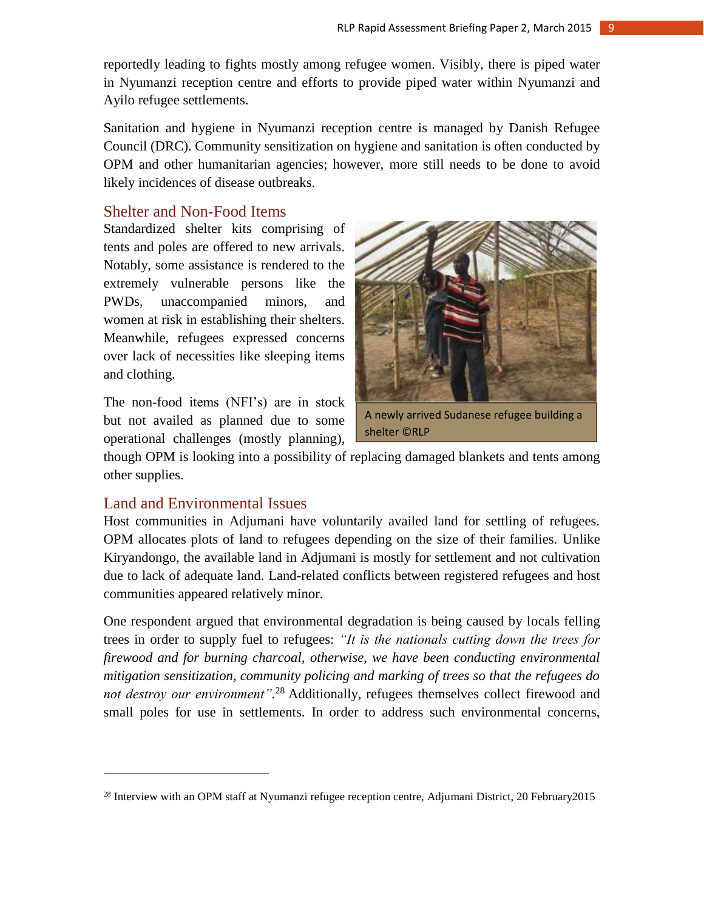reportedly leading to fights mostly among refugee women. Visibly, there is piped water in Nyumanzi reception centre and efforts to provide piped water within Nyumanzi and Ayilo refugee settlements.

Sanitation and hygiene in Nyumanzi reception centre is managed by Danish Refugee Council (DRC). Community sensitization on hygiene and sanitation is often conducted by OPM and other humanitarian agencies; however, more still needs to be done to avoid likely incidences of disease outbreaks.

## Shelter and Non-Food Items

Standardized shelter kits comprising of tents and poles are offered to new arrivals. Notably, some assistance is rendered to the extremely vulnerable persons like the PWDs, unaccompanied minors, and women at risk in establishing their shelters. Meanwhile, refugees expressed concerns over lack of necessities like sleeping items and clothing.

A newly arrived Sudanese refugee building a shelter ©RLP

The non-food items (NFI's) are in stock but not availed as planned due to some operational challenges (mostly planning), though OPM is looking into a possibility of replacing damaged blankets and tents among other supplies.

## Land and Environmental Issues

Host communities in Adjumani have voluntarily availed land for settling of refugees. OPM allocates plots of land to refugees depending on the size of their families. Unlike Kiryandongo, the available land in Adjumani is mostly for settlement and not cultivation due to lack of adequate land. Land-related conflicts between registered refugees and host communities appeared relatively minor.

One respondent argued that environmental degradation is being caused by locals felling trees in order to supply fuel to refugees: *"It is the nationals cutting down the trees for firewood and for burning charcoal, otherwise, we have been conducting environmental mitigation sensitization, community policing and marking of trees so that the refugees do not destroy our environment"*.[28] Additionally, refugees themselves collect firewood and small poles for use in settlements. In order to address such environmental concerns,

---

[28] Interview with an OPM staff at Nyumanzi refugee reception centre, Adjumani District, 20 February2015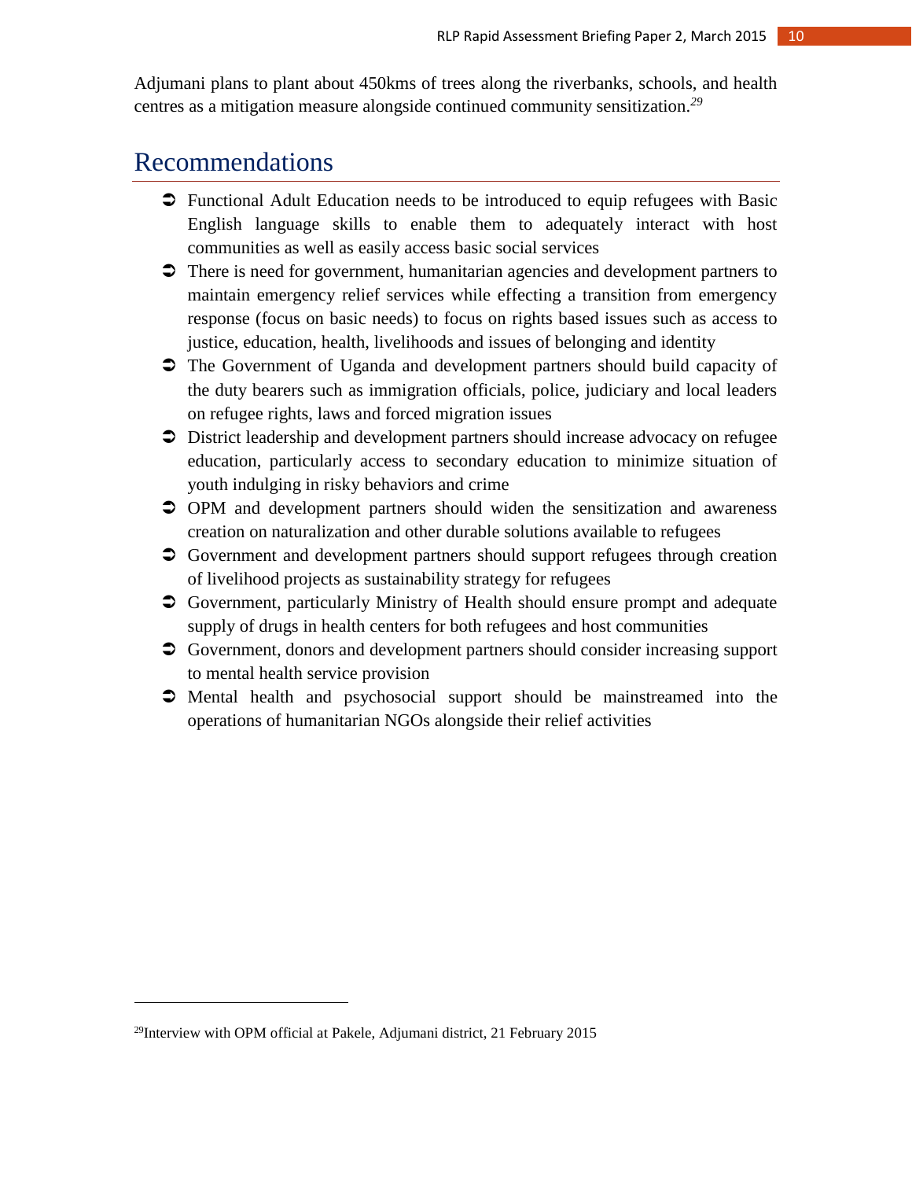Adjumani plans to plant about 450kms of trees along the riverbanks, schools, and health centres as a mitigation measure alongside continued community sensitization.[29]

## Recommendations

- Functional Adult Education needs to be introduced to equip refugees with Basic English language skills to enable them to adequately interact with host communities as well as easily access basic social services
- There is need for government, humanitarian agencies and development partners to maintain emergency relief services while effecting a transition from emergency response (focus on basic needs) to focus on rights based issues such as access to justice, education, health, livelihoods and issues of belonging and identity
- The Government of Uganda and development partners should build capacity of the duty bearers such as immigration officials, police, judiciary and local leaders on refugee rights, laws and forced migration issues
- District leadership and development partners should increase advocacy on refugee education, particularly access to secondary education to minimize situation of youth indulging in risky behaviors and crime
- OPM and development partners should widen the sensitization and awareness creation on naturalization and other durable solutions available to refugees
- Government and development partners should support refugees through creation of livelihood projects as sustainability strategy for refugees
- Government, particularly Ministry of Health should ensure prompt and adequate supply of drugs in health centers for both refugees and host communities
- Government, donors and development partners should consider increasing support to mental health service provision
- Mental health and psychosocial support should be mainstreamed into the operations of humanitarian NGOs alongside their relief activities

---

[29]Interview with OPM official at Pakele, Adjumani district, 21 February 2015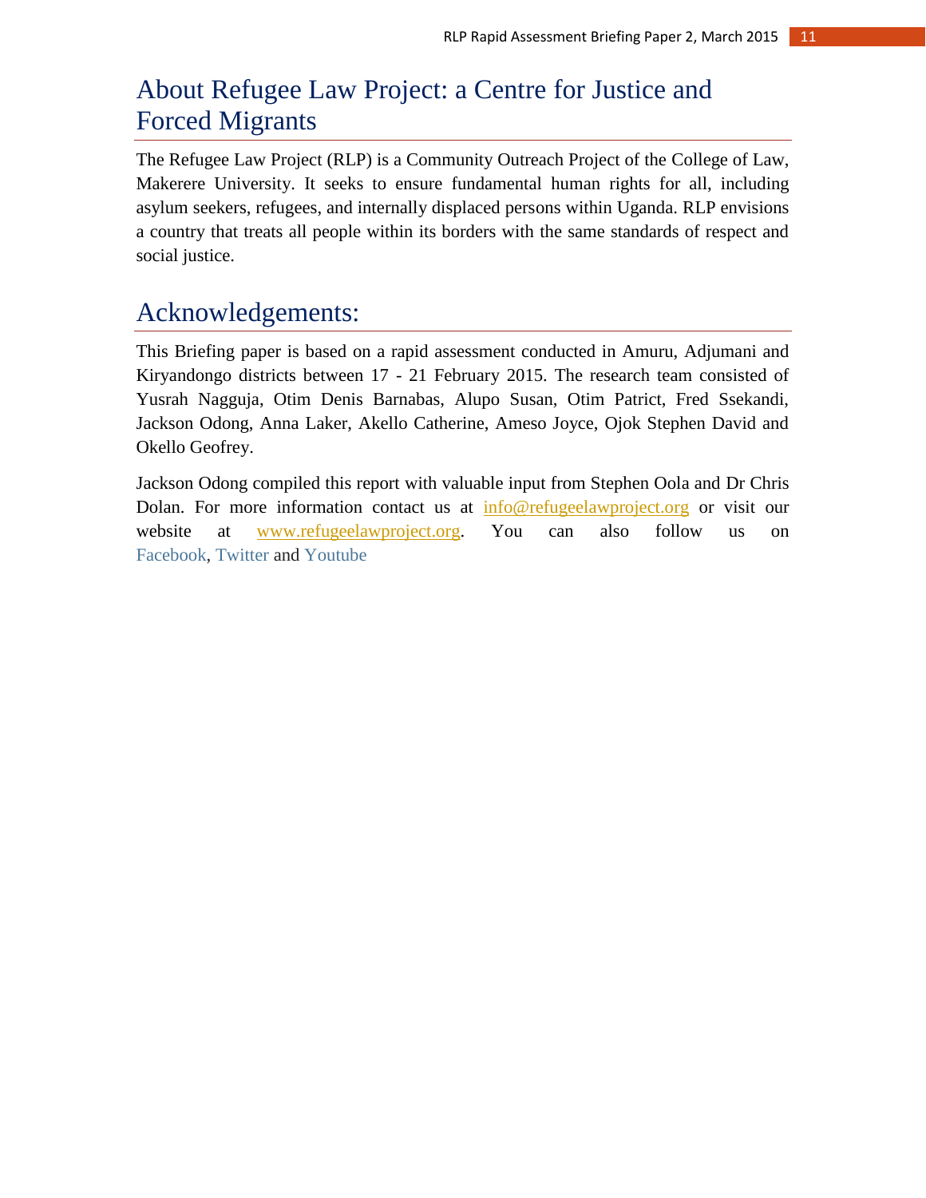## About Refugee Law Project: a Centre for Justice and Forced Migrants

The Refugee Law Project (RLP) is a Community Outreach Project of the College of Law, Makerere University. It seeks to ensure fundamental human rights for all, including asylum seekers, refugees, and internally displaced persons within Uganda. RLP envisions a country that treats all people within its borders with the same standards of respect and social justice.

## Acknowledgements:

This Briefing paper is based on a rapid assessment conducted in Amuru, Adjumani and Kiryandongo districts between 17 - 21 February 2015. The research team consisted of Yusrah Nagguja, Otim Denis Barnabas, Alupo Susan, Otim Patrict, Fred Ssekandi, Jackson Odong, Anna Laker, Akello Catherine, Ameso Joyce, Ojok Stephen David and Okello Geofrey.

Jackson Odong compiled this report with valuable input from Stephen Oola and Dr Chris Dolan. For more information contact us at info@refugeelawproject.org or visit our website at www.refugeelawproject.org. You can also follow us on Facebook, Twitter and Youtube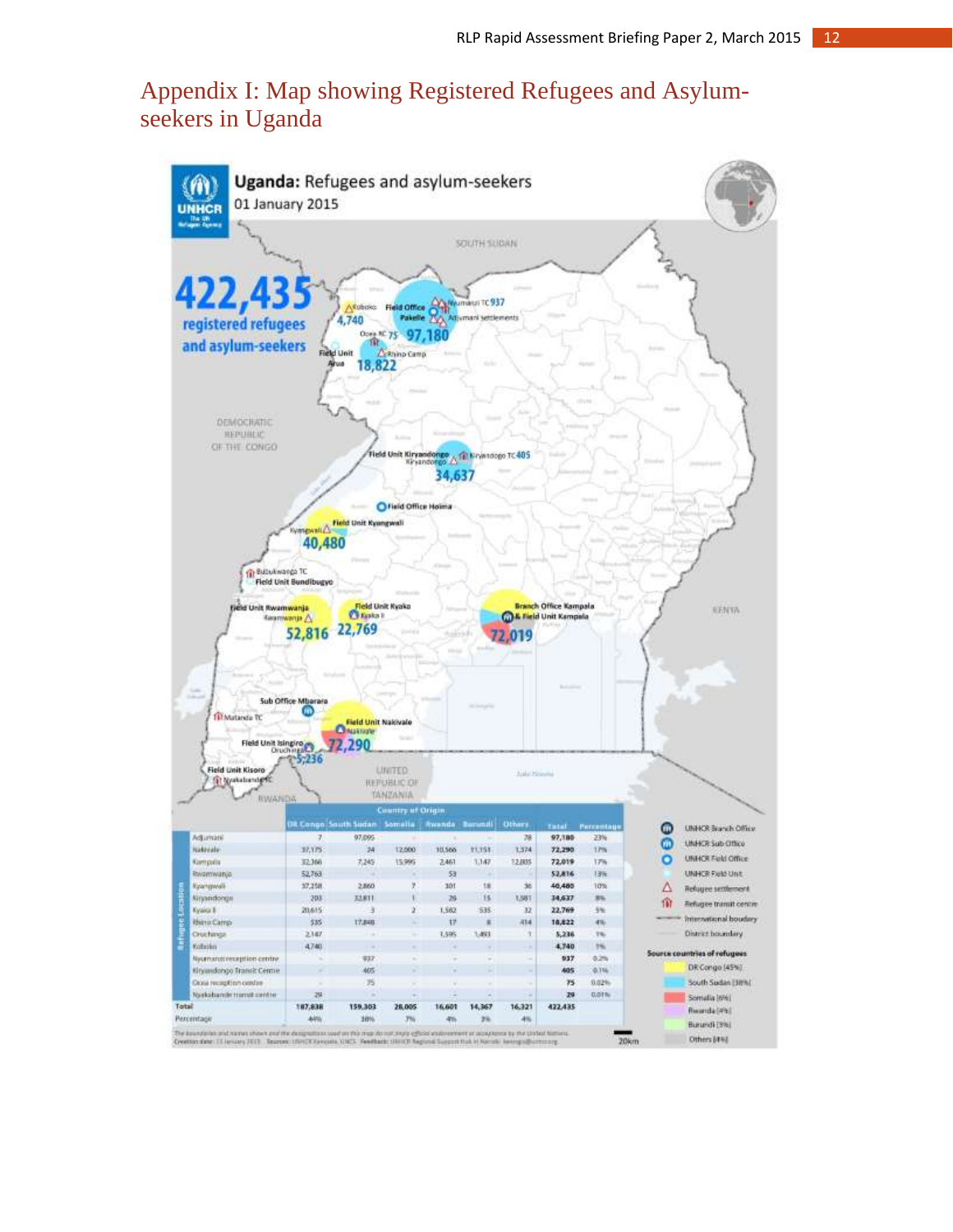# Appendix I: Map showing Registered Refugees and Asylum-seekers in Uganda

**Uganda: Refugees and asylum-seekers**
01 January 2015

**422,435** registered refugees and asylum-seekers

| Refugee Location | DR Congo | South Sudan | Somalia | Rwanda | Burundi | Others | Total | Percentage |
|---|---|---|---|---|---|---|---|---|
| Adjumani | 7 | 97,095 | - | - | - | 78 | 97,180 | 23% |
| Nakivale | 37,175 | 24 | 12,000 | 10,566 | 11,151 | 1,374 | 72,290 | 17% |
| Kampala | 32,366 | 7,245 | 15,995 | 2,461 | 1,147 | 12,805 | 72,019 | 17% |
| Rwamwanja | 52,763 | - | - | 53 | - | - | 52,816 | 13% |
| Kyangwali | 37,258 | 2,860 | 7 | 301 | 18 | 36 | 40,480 | 10% |
| Kiryandongo | 203 | 32,811 | 1 | 26 | 15 | 1,581 | 34,637 | 8% |
| Kyaka II | 20,615 | 3 | 2 | 1,582 | 535 | 32 | 22,769 | 5% |
| Rhino Camp | 535 | 17,848 | - | 17 | 8 | 414 | 18,822 | 4% |
| Oruchinga | 2,147 | - | - | 1,595 | 1,493 | 1 | 5,236 | 1% |
| Kyaka | 4,740 | - | - | - | - | - | 4,740 | 1% |
| Nyumanzi reception centre | - | 937 | - | - | - | - | 937 | 0.2% |
| Kiryandongo Transit Centre | - | 405 | - | - | - | - | 405 | 0.1% |
| Ocea reception centre | - | 75 | - | - | - | - | 75 | 0.02% |
| Nyakabande transit centre | 29 | - | - | - | - | - | 29 | 0.01% |
| Total | 187,838 | 159,303 | 28,005 | 16,601 | 14,367 | 16,321 | 422,435 | |
| Percentage | 44% | 38% | 7% | 4% | 3% | 4% | | |

The boundaries and names shown and the designations used on this map do not imply official endorsement or acceptance by the United Nations.
Creation date: 13 January 2015 Sources: UNHCR Kampala, UNCS Feedback: UNHCR Regional Support Hub in Nairobi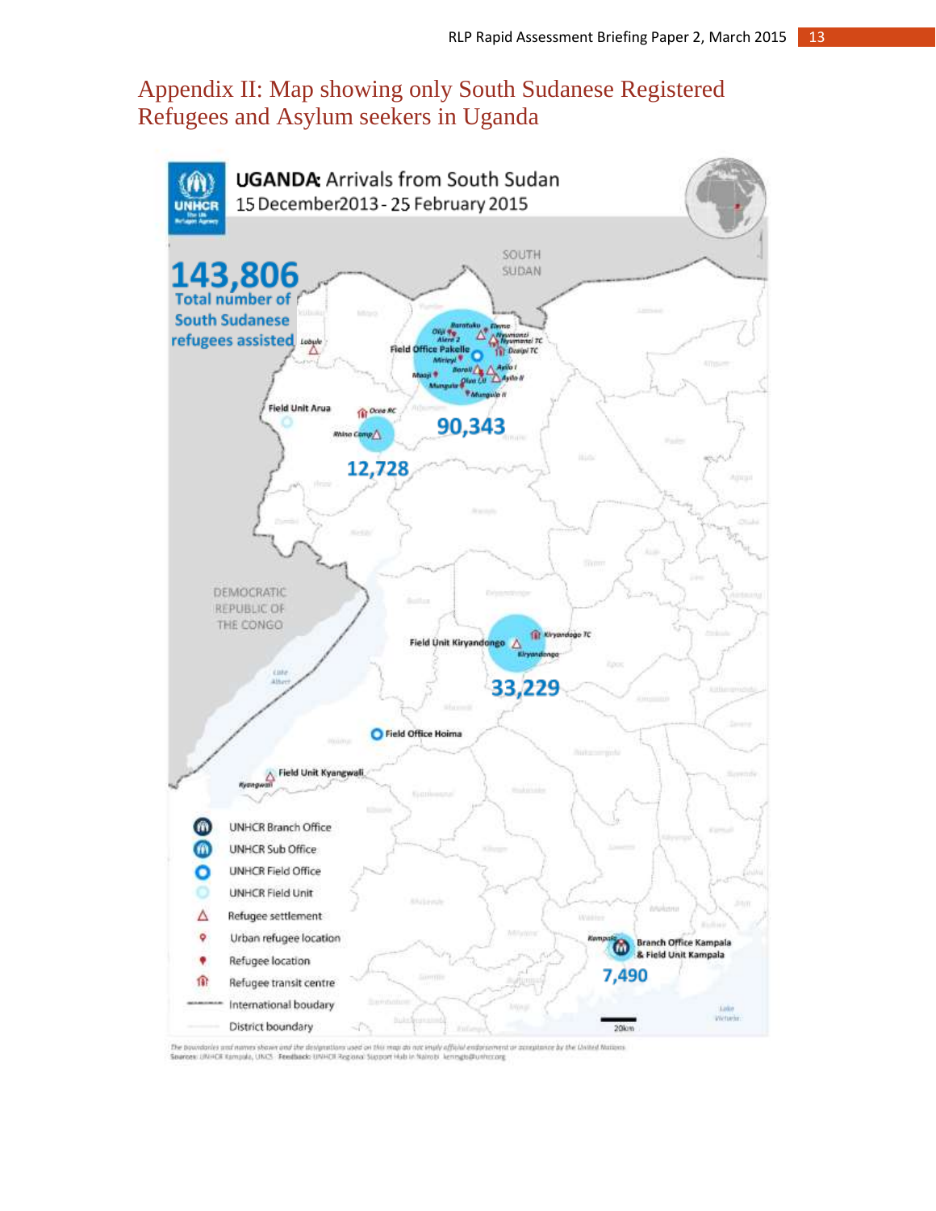# Appendix II: Map showing only South Sudanese Registered Refugees and Asylum seekers in Uganda

UNHCR

UGANDA: Arrivals from South Sudan

15 December2013 - 25 February 2015

143,806
Total number of South Sudanese refugees assisted

SOUTH SUDAN

DEMOCRATIC REPUBLIC OF THE CONGO

Field Office Pakelle

90,343

Field Unit Arua

12,728

Field Unit Kiryandongo

33,229

Field Office Hoima

Field Unit Kyangwali

Branch Office Kampala & Field Unit Kampala

7,490

UNHCR Branch Office

UNHCR Sub Office

UNHCR Field Office

UNHCR Field Unit

Refugee settlement

Urban refugee location

Refugee location

Refugee transit centre

International boudary

District boundary

20km

The boundaries and names shown and the designations used on this map do not imply official endorsement or acceptance by the United Nations.

Sources: UNHCR Kampala, UNCS. Feedback: UNHCR Regional Support Hub in Nairobi